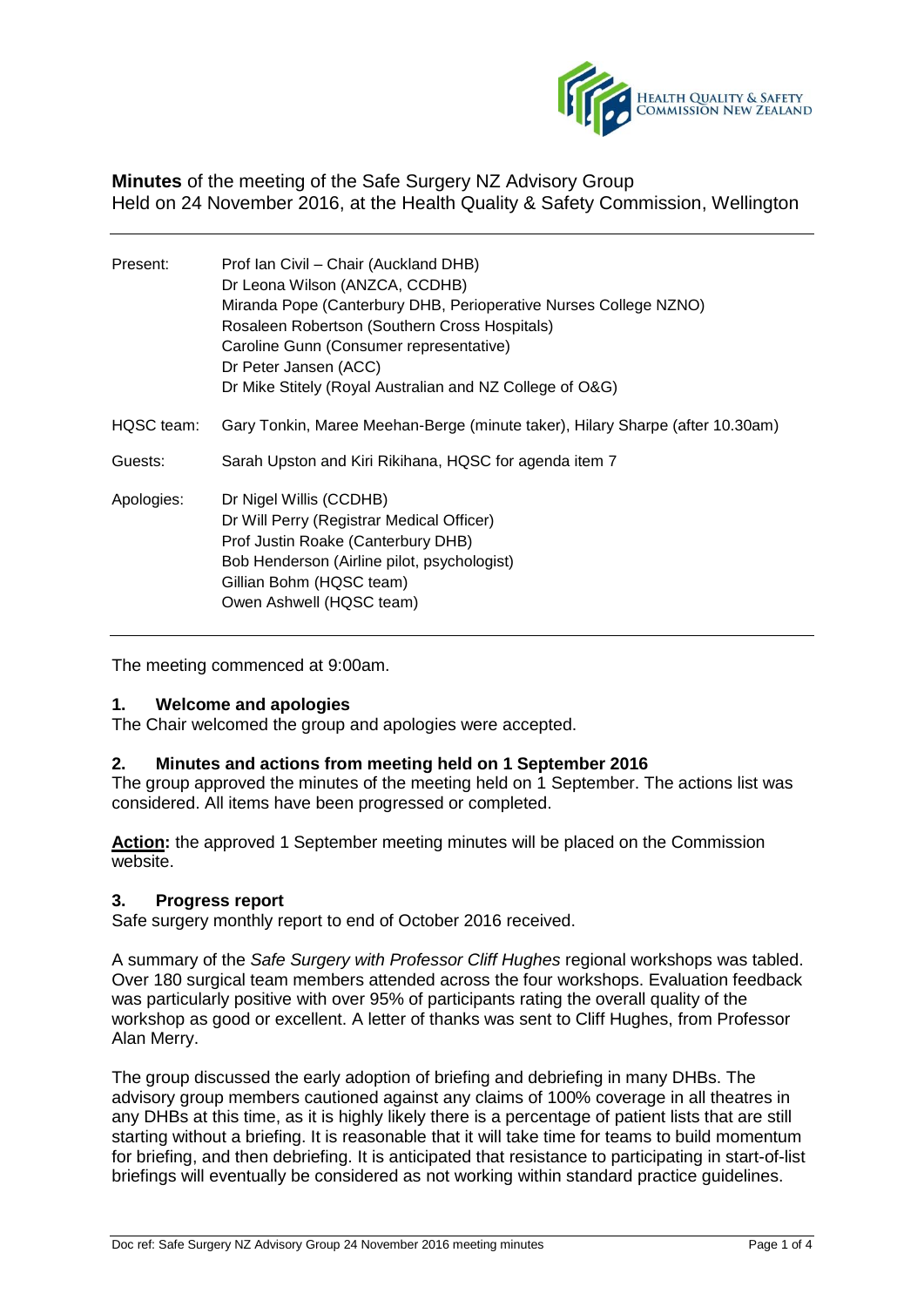**Minutes** of the meeting of the Safe Surgery NZ Advisory Group
Held on 24 November 2016, at the Health Quality & Safety Commission, Wellington

| | |
|---|---|
| Present: | Prof Ian Civil – Chair (Auckland DHB)<br>Dr Leona Wilson (ANZCA, CCDHB)<br>Miranda Pope (Canterbury DHB, Perioperative Nurses College NZNO)<br>Rosaleen Robertson (Southern Cross Hospitals)<br>Caroline Gunn (Consumer representative)<br>Dr Peter Jansen (ACC)<br>Dr Mike Stitely (Royal Australian and NZ College of O&G) |
| HQSC team: | Gary Tonkin, Maree Meehan-Berge (minute taker), Hilary Sharpe (after 10.30am) |
| Guests: | Sarah Upston and Kiri Rikihana, HQSC for agenda item 7 |
| Apologies: | Dr Nigel Willis (CCDHB)<br>Dr Will Perry (Registrar Medical Officer)<br>Prof Justin Roake (Canterbury DHB)<br>Bob Henderson (Airline pilot, psychologist)<br>Gillian Bohm (HQSC team)<br>Owen Ashwell (HQSC team) |

The meeting commenced at 9:00am.

### 1. Welcome and apologies

The Chair welcomed the group and apologies were accepted.

### 2. Minutes and actions from meeting held on 1 September 2016

The group approved the minutes of the meeting held on 1 September. The actions list was considered. All items have been progressed or completed.

**Action:** the approved 1 September meeting minutes will be placed on the Commission website.

### 3. Progress report

Safe surgery monthly report to end of October 2016 received.

A summary of the *Safe Surgery with Professor Cliff Hughes* regional workshops was tabled. Over 180 surgical team members attended across the four workshops. Evaluation feedback was particularly positive with over 95% of participants rating the overall quality of the workshop as good or excellent. A letter of thanks was sent to Cliff Hughes, from Professor Alan Merry.

The group discussed the early adoption of briefing and debriefing in many DHBs. The advisory group members cautioned against any claims of 100% coverage in all theatres in any DHBs at this time, as it is highly likely there is a percentage of patient lists that are still starting without a briefing. It is reasonable that it will take time for teams to build momentum for briefing, and then debriefing. It is anticipated that resistance to participating in start-of-list briefings will eventually be considered as not working within standard practice guidelines.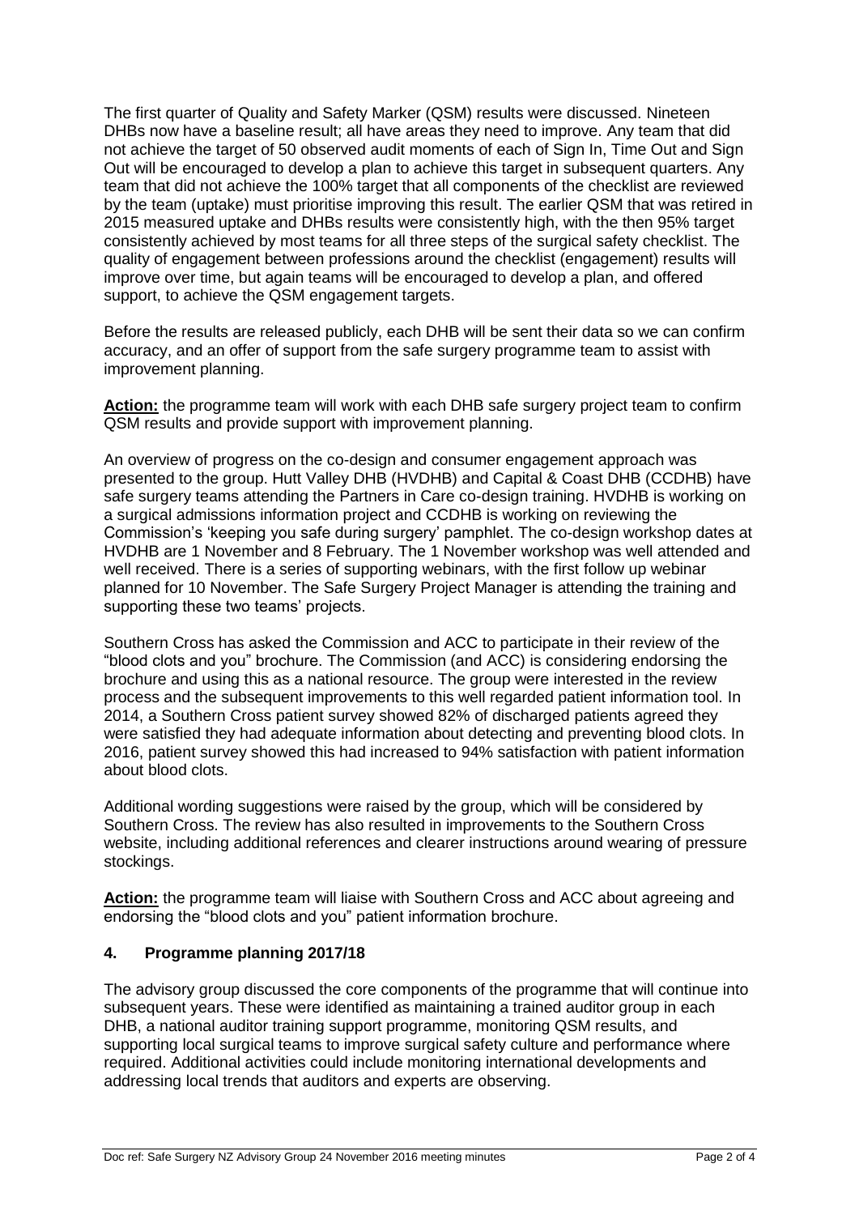The first quarter of Quality and Safety Marker (QSM) results were discussed. Nineteen DHBs now have a baseline result; all have areas they need to improve. Any team that did not achieve the target of 50 observed audit moments of each of Sign In, Time Out and Sign Out will be encouraged to develop a plan to achieve this target in subsequent quarters. Any team that did not achieve the 100% target that all components of the checklist are reviewed by the team (uptake) must prioritise improving this result. The earlier QSM that was retired in 2015 measured uptake and DHBs results were consistently high, with the then 95% target consistently achieved by most teams for all three steps of the surgical safety checklist. The quality of engagement between professions around the checklist (engagement) results will improve over time, but again teams will be encouraged to develop a plan, and offered support, to achieve the QSM engagement targets.

Before the results are released publicly, each DHB will be sent their data so we can confirm accuracy, and an offer of support from the safe surgery programme team to assist with improvement planning.

**Action:** the programme team will work with each DHB safe surgery project team to confirm QSM results and provide support with improvement planning.

An overview of progress on the co-design and consumer engagement approach was presented to the group. Hutt Valley DHB (HVDHB) and Capital & Coast DHB (CCDHB) have safe surgery teams attending the Partners in Care co-design training. HVDHB is working on a surgical admissions information project and CCDHB is working on reviewing the Commission's 'keeping you safe during surgery' pamphlet. The co-design workshop dates at HVDHB are 1 November and 8 February. The 1 November workshop was well attended and well received. There is a series of supporting webinars, with the first follow up webinar planned for 10 November. The Safe Surgery Project Manager is attending the training and supporting these two teams' projects.

Southern Cross has asked the Commission and ACC to participate in their review of the "blood clots and you" brochure. The Commission (and ACC) is considering endorsing the brochure and using this as a national resource. The group were interested in the review process and the subsequent improvements to this well regarded patient information tool. In 2014, a Southern Cross patient survey showed 82% of discharged patients agreed they were satisfied they had adequate information about detecting and preventing blood clots. In 2016, patient survey showed this had increased to 94% satisfaction with patient information about blood clots.

Additional wording suggestions were raised by the group, which will be considered by Southern Cross. The review has also resulted in improvements to the Southern Cross website, including additional references and clearer instructions around wearing of pressure stockings.

**Action:** the programme team will liaise with Southern Cross and ACC about agreeing and endorsing the "blood clots and you" patient information brochure.

## 4. Programme planning 2017/18

The advisory group discussed the core components of the programme that will continue into subsequent years. These were identified as maintaining a trained auditor group in each DHB, a national auditor training support programme, monitoring QSM results, and supporting local surgical teams to improve surgical safety culture and performance where required. Additional activities could include monitoring international developments and addressing local trends that auditors and experts are observing.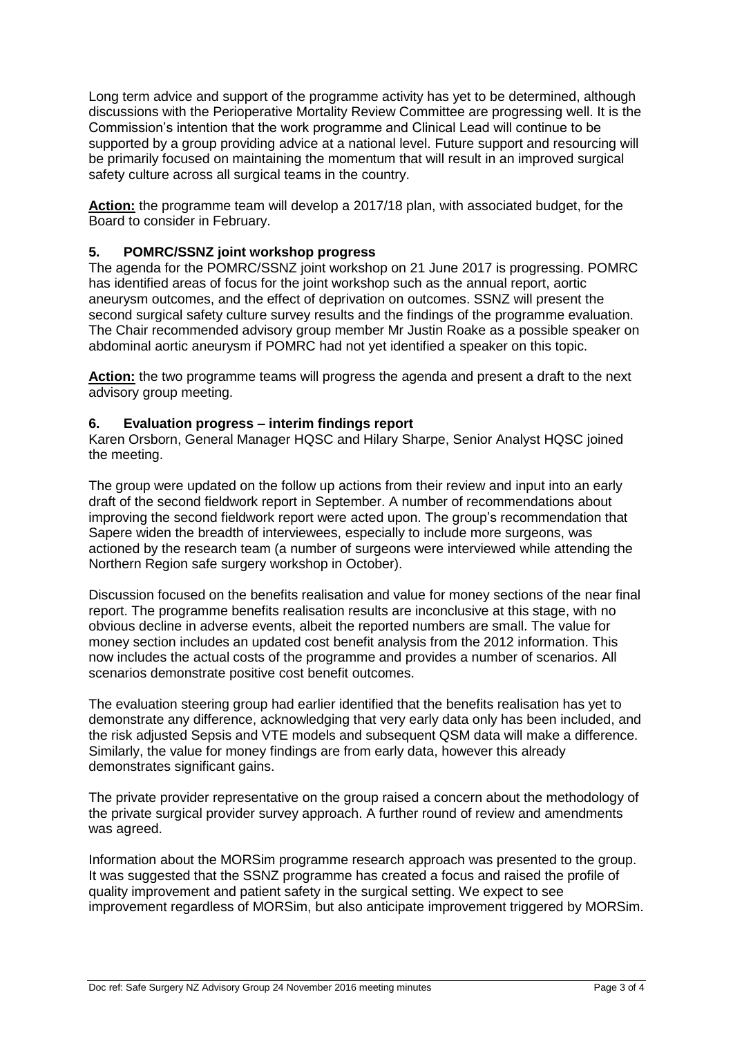Long term advice and support of the programme activity has yet to be determined, although discussions with the Perioperative Mortality Review Committee are progressing well. It is the Commission's intention that the work programme and Clinical Lead will continue to be supported by a group providing advice at a national level. Future support and resourcing will be primarily focused on maintaining the momentum that will result in an improved surgical safety culture across all surgical teams in the country.

**Action:** the programme team will develop a 2017/18 plan, with associated budget, for the Board to consider in February.

## 5. POMRC/SSNZ joint workshop progress

The agenda for the POMRC/SSNZ joint workshop on 21 June 2017 is progressing. POMRC has identified areas of focus for the joint workshop such as the annual report, aortic aneurysm outcomes, and the effect of deprivation on outcomes. SSNZ will present the second surgical safety culture survey results and the findings of the programme evaluation. The Chair recommended advisory group member Mr Justin Roake as a possible speaker on abdominal aortic aneurysm if POMRC had not yet identified a speaker on this topic.

**Action:** the two programme teams will progress the agenda and present a draft to the next advisory group meeting.

## 6. Evaluation progress – interim findings report

Karen Orsborn, General Manager HQSC and Hilary Sharpe, Senior Analyst HQSC joined the meeting.

The group were updated on the follow up actions from their review and input into an early draft of the second fieldwork report in September. A number of recommendations about improving the second fieldwork report were acted upon. The group's recommendation that Sapere widen the breadth of interviewees, especially to include more surgeons, was actioned by the research team (a number of surgeons were interviewed while attending the Northern Region safe surgery workshop in October).

Discussion focused on the benefits realisation and value for money sections of the near final report. The programme benefits realisation results are inconclusive at this stage, with no obvious decline in adverse events, albeit the reported numbers are small. The value for money section includes an updated cost benefit analysis from the 2012 information. This now includes the actual costs of the programme and provides a number of scenarios. All scenarios demonstrate positive cost benefit outcomes.

The evaluation steering group had earlier identified that the benefits realisation has yet to demonstrate any difference, acknowledging that very early data only has been included, and the risk adjusted Sepsis and VTE models and subsequent QSM data will make a difference. Similarly, the value for money findings are from early data, however this already demonstrates significant gains.

The private provider representative on the group raised a concern about the methodology of the private surgical provider survey approach. A further round of review and amendments was agreed.

Information about the MORSim programme research approach was presented to the group. It was suggested that the SSNZ programme has created a focus and raised the profile of quality improvement and patient safety in the surgical setting. We expect to see improvement regardless of MORSim, but also anticipate improvement triggered by MORSim.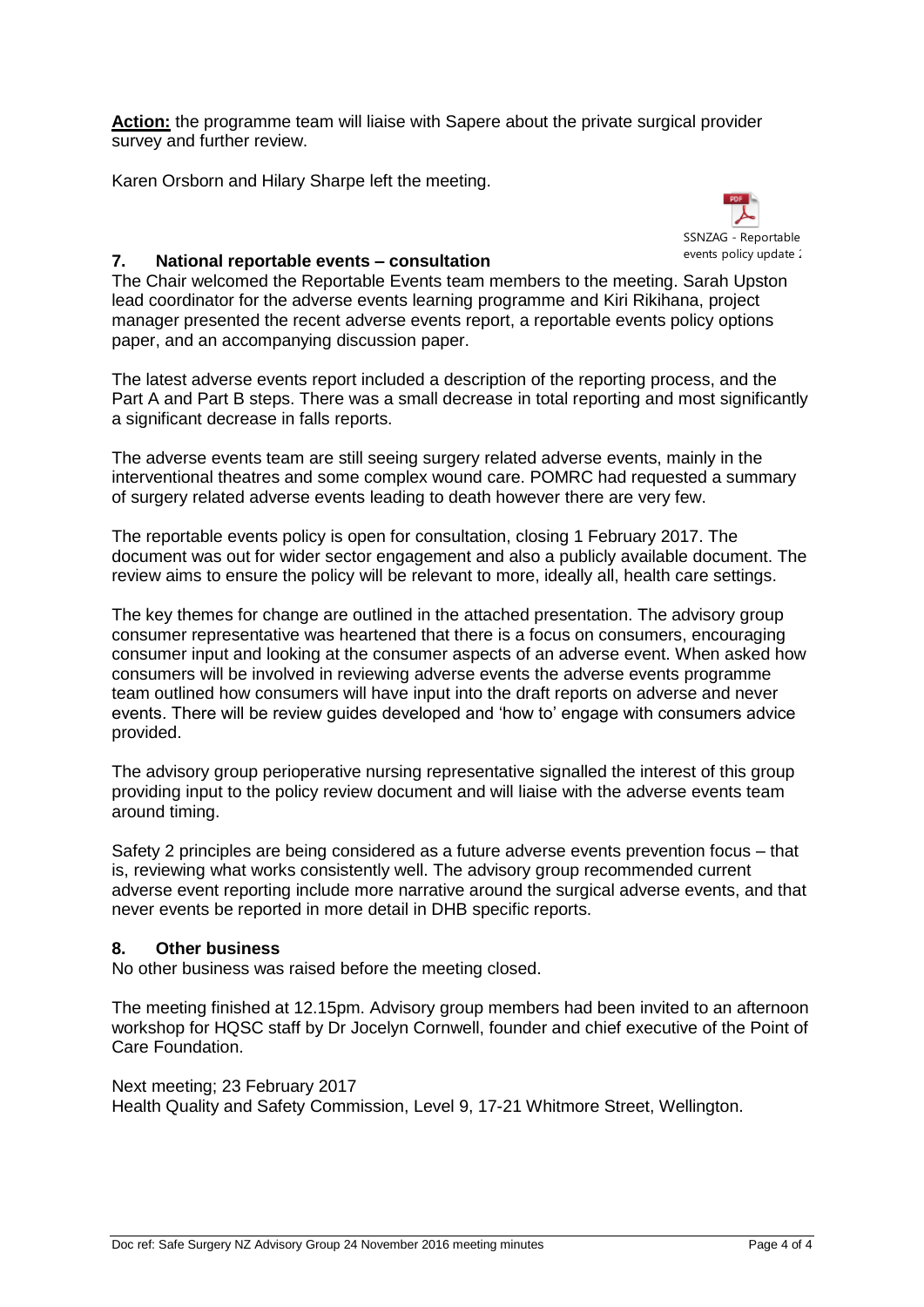**Action:** the programme team will liaise with Sapere about the private surgical provider survey and further review.

Karen Orsborn and Hilary Sharpe left the meeting.

SSNZAG - Reportable events policy update 2

## 7. National reportable events – consultation

The Chair welcomed the Reportable Events team members to the meeting. Sarah Upston lead coordinator for the adverse events learning programme and Kiri Rikihana, project manager presented the recent adverse events report, a reportable events policy options paper, and an accompanying discussion paper.

The latest adverse events report included a description of the reporting process, and the Part A and Part B steps. There was a small decrease in total reporting and most significantly a significant decrease in falls reports.

The adverse events team are still seeing surgery related adverse events, mainly in the interventional theatres and some complex wound care. POMRC had requested a summary of surgery related adverse events leading to death however there are very few.

The reportable events policy is open for consultation, closing 1 February 2017. The document was out for wider sector engagement and also a publicly available document. The review aims to ensure the policy will be relevant to more, ideally all, health care settings.

The key themes for change are outlined in the attached presentation. The advisory group consumer representative was heartened that there is a focus on consumers, encouraging consumer input and looking at the consumer aspects of an adverse event. When asked how consumers will be involved in reviewing adverse events the adverse events programme team outlined how consumers will have input into the draft reports on adverse and never events. There will be review guides developed and 'how to' engage with consumers advice provided.

The advisory group perioperative nursing representative signalled the interest of this group providing input to the policy review document and will liaise with the adverse events team around timing.

Safety 2 principles are being considered as a future adverse events prevention focus – that is, reviewing what works consistently well. The advisory group recommended current adverse event reporting include more narrative around the surgical adverse events, and that never events be reported in more detail in DHB specific reports.

## 8. Other business

No other business was raised before the meeting closed.

The meeting finished at 12.15pm. Advisory group members had been invited to an afternoon workshop for HQSC staff by Dr Jocelyn Cornwell, founder and chief executive of the Point of Care Foundation.

Next meeting; 23 February 2017
Health Quality and Safety Commission, Level 9, 17-21 Whitmore Street, Wellington.